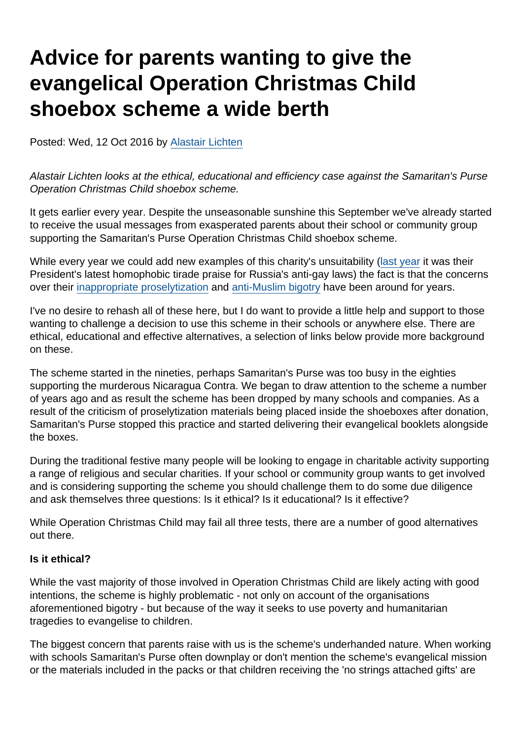# Advice for parents wanting to give the evangelical Operation Christmas Child shoebox scheme a wide berth

Posted: Wed, 12 Oct 2016 by Alastair Lichten

*Alastair Lichten looks at the ethical, educational and efficiency case against the Samaritan's Purse Operation Christmas Child shoebox scheme.*

It gets earlier every year. Despite the unseasonable sunshine this September we've already started to receive the usual messages from exasperated parents about their school or community group supporting the Samaritan's Purse Operation Christmas Child shoebox scheme.

While every year we could add new examples of this charity's unsuitability (last year it was their President's latest homophobic tirade praise for Russia's anti-gay laws) the fact is that the concerns over their inappropriate proselytization and anti-Muslim bigotry have been around for years.

I've no desire to rehash all of these here, but I do want to provide a little help and support to those wanting to challenge a decision to use this scheme in their schools or anywhere else. There are ethical, educational and effective alternatives, a selection of links below provide more background on these.

The scheme started in the nineties, perhaps Samaritan's Purse was too busy in the eighties supporting the murderous Nicaragua Contra. We began to draw attention to the scheme a number of years ago and as result the scheme has been dropped by many schools and companies. As a result of the criticism of proselytization materials being placed inside the shoeboxes after donation, Samaritan's Purse stopped this practice and started delivering their evangelical booklets alongside the boxes.

During the traditional festive many people will be looking to engage in charitable activity supporting a range of religious and secular charities. If your school or community group wants to get involved and is considering supporting the scheme you should challenge them to do some due diligence and ask themselves three questions: Is it ethical? Is it educational? Is it effective?

While Operation Christmas Child may fail all three tests, there are a number of good alternatives out there.

**Is it ethical?**

While the vast majority of those involved in Operation Christmas Child are likely acting with good intentions, the scheme is highly problematic - not only on account of the organisations aforementioned bigotry - but because of the way it seeks to use poverty and humanitarian tragedies to evangelise to children.

The biggest concern that parents raise with us is the scheme's underhanded nature. When working with schools Samaritan's Purse often downplay or don't mention the scheme's evangelical mission or the materials included in the packs or that children receiving the 'no strings attached gifts' are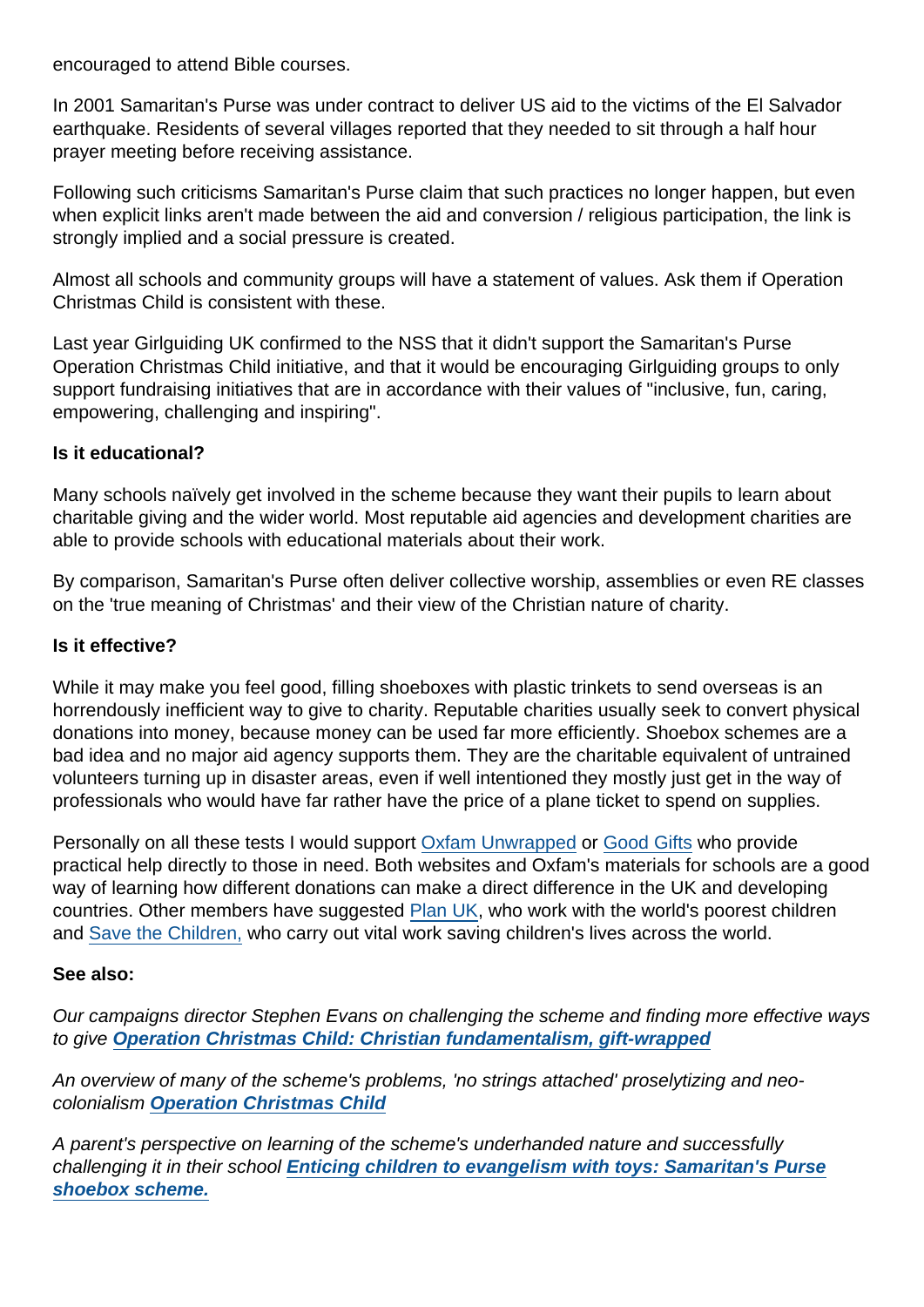encouraged to attend Bible courses.

In 2001 Samaritan's Purse was under contract to deliver US aid to the victims of the El Salvador earthquake. Residents of several villages reported that they needed to sit through a half hour prayer meeting before receiving assistance.

Following such criticisms Samaritan's Purse claim that such practices no longer happen, but even when explicit links aren't made between the aid and conversion / religious participation, the link is strongly implied and a social pressure is created.

Almost all schools and community groups will have a statement of values. Ask them if Operation Christmas Child is consistent with these.

Last year Girlguiding UK confirmed to the NSS that it didn't support the Samaritan's Purse Operation Christmas Child initiative, and that it would be encouraging Girlguiding groups to only support fundraising initiatives that are in accordance with their values of "inclusive, fun, caring, empowering, challenging and inspiring".

**Is it educational?**

Many schools naïvely get involved in the scheme because they want their pupils to learn about charitable giving and the wider world. Most reputable aid agencies and development charities are able to provide schools with educational materials about their work.

By comparison, Samaritan's Purse often deliver collective worship, assemblies or even RE classes on the 'true meaning of Christmas' and their view of the Christian nature of charity.

**Is it effective?**

While it may make you feel good, filling shoeboxes with plastic trinkets to send overseas is an horrendously inefficient way to give to charity. Reputable charities usually seek to convert physical donations into money, because money can be used far more efficiently. Shoebox schemes are a bad idea and no major aid agency supports them. They are the charitable equivalent of untrained volunteers turning up in disaster areas, even if well intentioned they mostly just get in the way of professionals who would have far rather have the price of a plane ticket to spend on supplies.

Personally on all these tests I would support Oxfam Unwrapped or Good Gifts who provide practical help directly to those in need. Both websites and Oxfam's materials for schools are a good way of learning how different donations can make a direct difference in the UK and developing countries. Other members have suggested Plan UK, who work with the world's poorest children and Save the Children, who carry out vital work saving children's lives across the world.

**See also:**

*Our campaigns director Stephen Evans on challenging the scheme and finding more effective ways to give* ***Operation Christmas Child: Christian fundamentalism, gift-wrapped***

*An overview of many of the scheme's problems, 'no strings attached' proselytizing and neo-colonialism* ***Operation Christmas Child***

*A parent's perspective on learning of the scheme's underhanded nature and successfully challenging it in their school* ***Enticing children to evangelism with toys: Samaritan's Purse shoebox scheme.***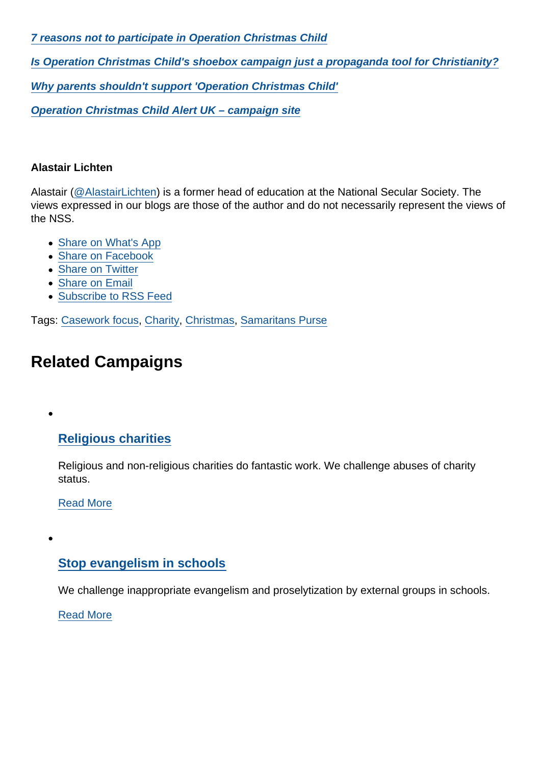*[7 reasons not to participate in Operation Christmas Child](#)*

*[Is Operation Christmas Child's shoebox campaign just a propaganda tool for Christianity?](#)*

*[Why parents shouldn't support 'Operation Christmas Child'](#)*

*[Operation Christmas Child Alert UK – campaign site](#)*

**Alastair Lichten**

Alastair (@AlastairLichten) is a former head of education at the National Secular Society. The views expressed in our blogs are those of the author and do not necessarily represent the views of the NSS.

- Share on What's App
- Share on Facebook
- Share on Twitter
- Share on Email
- Subscribe to RSS Feed

Tags: Casework focus, Charity, Christmas, Samaritans Purse

## Related Campaigns

- ### Religious charities

  Religious and non-religious charities do fantastic work. We challenge abuses of charity status.

  Read More

- ### Stop evangelism in schools

  We challenge inappropriate evangelism and proselytization by external groups in schools.

  Read More